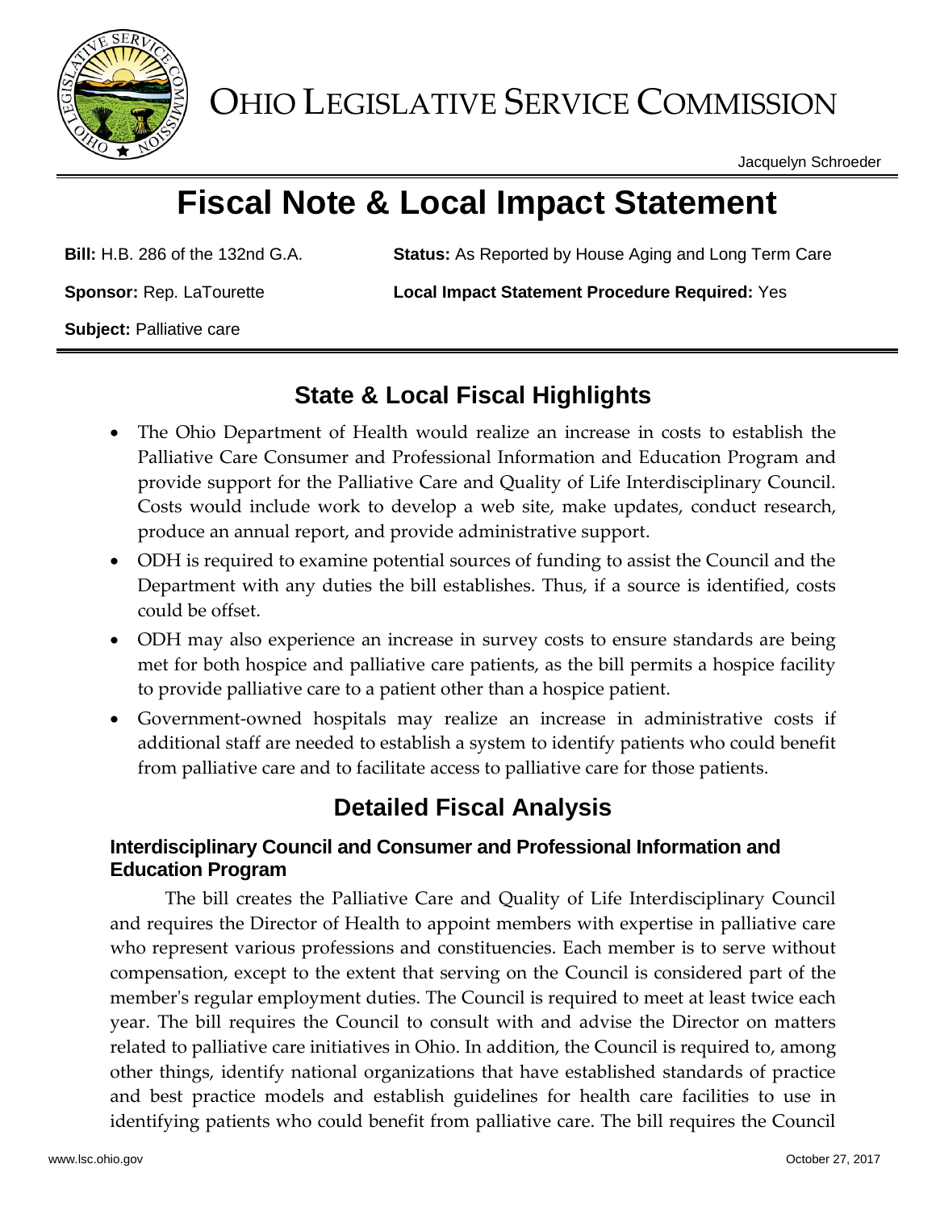# OHIO LEGISLATIVE SERVICE COMMISSION

Jacquelyn Schroeder

# Fiscal Note & Local Impact Statement

**Bill:** H.B. 286 of the 132nd G.A.

**Status:** As Reported by House Aging and Long Term Care

**Sponsor:** Rep. LaTourette

**Local Impact Statement Procedure Required:** Yes

**Subject:** Palliative care

## State & Local Fiscal Highlights

- The Ohio Department of Health would realize an increase in costs to establish the Palliative Care Consumer and Professional Information and Education Program and provide support for the Palliative Care and Quality of Life Interdisciplinary Council. Costs would include work to develop a web site, make updates, conduct research, produce an annual report, and provide administrative support.
- ODH is required to examine potential sources of funding to assist the Council and the Department with any duties the bill establishes. Thus, if a source is identified, costs could be offset.
- ODH may also experience an increase in survey costs to ensure standards are being met for both hospice and palliative care patients, as the bill permits a hospice facility to provide palliative care to a patient other than a hospice patient.
- Government-owned hospitals may realize an increase in administrative costs if additional staff are needed to establish a system to identify patients who could benefit from palliative care and to facilitate access to palliative care for those patients.

## Detailed Fiscal Analysis

### Interdisciplinary Council and Consumer and Professional Information and Education Program

The bill creates the Palliative Care and Quality of Life Interdisciplinary Council and requires the Director of Health to appoint members with expertise in palliative care who represent various professions and constituencies. Each member is to serve without compensation, except to the extent that serving on the Council is considered part of the member's regular employment duties. The Council is required to meet at least twice each year. The bill requires the Council to consult with and advise the Director on matters related to palliative care initiatives in Ohio. In addition, the Council is required to, among other things, identify national organizations that have established standards of practice and best practice models and establish guidelines for health care facilities to use in identifying patients who could benefit from palliative care. The bill requires the Council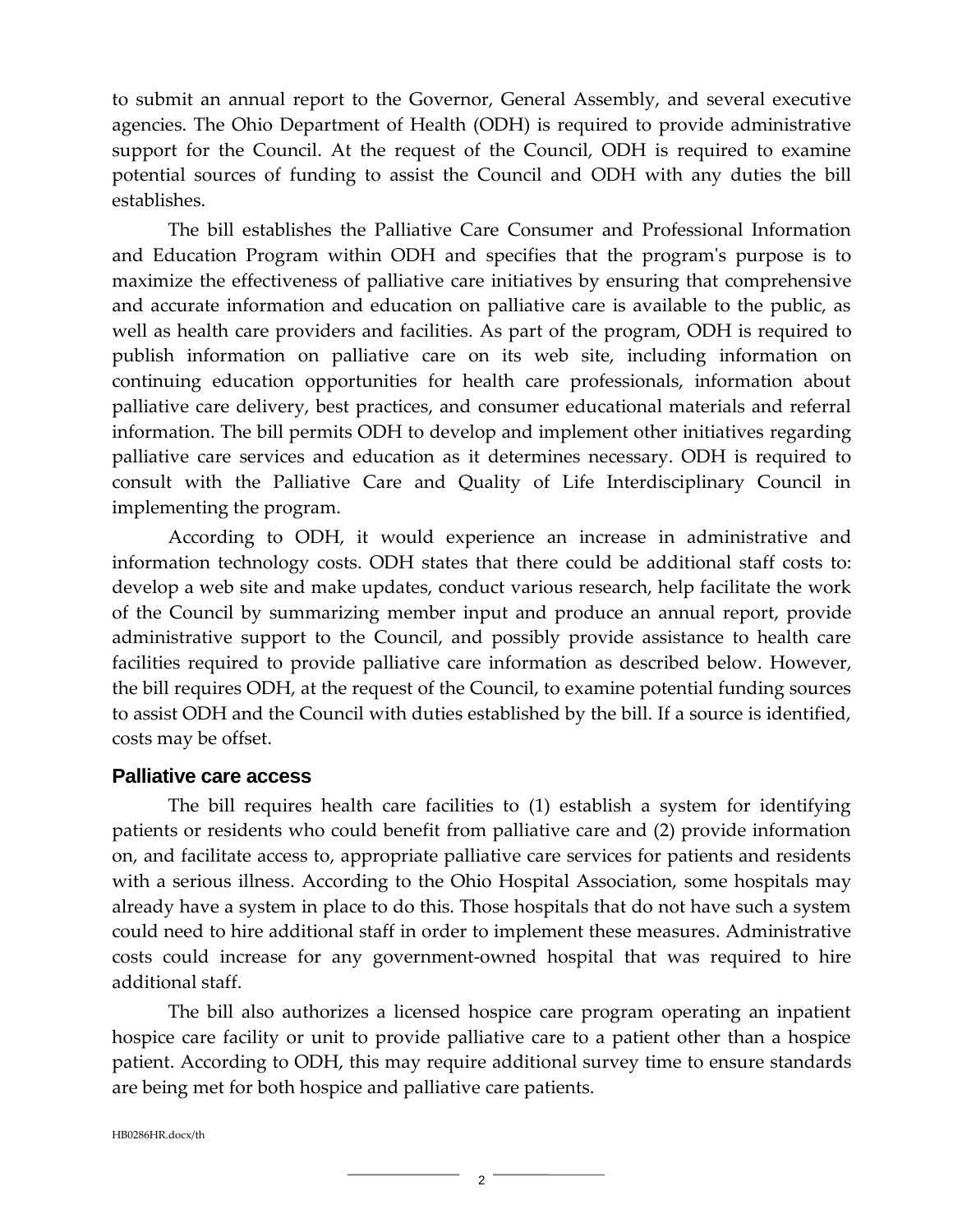to submit an annual report to the Governor, General Assembly, and several executive agencies. The Ohio Department of Health (ODH) is required to provide administrative support for the Council. At the request of the Council, ODH is required to examine potential sources of funding to assist the Council and ODH with any duties the bill establishes.

The bill establishes the Palliative Care Consumer and Professional Information and Education Program within ODH and specifies that the program's purpose is to maximize the effectiveness of palliative care initiatives by ensuring that comprehensive and accurate information and education on palliative care is available to the public, as well as health care providers and facilities. As part of the program, ODH is required to publish information on palliative care on its web site, including information on continuing education opportunities for health care professionals, information about palliative care delivery, best practices, and consumer educational materials and referral information. The bill permits ODH to develop and implement other initiatives regarding palliative care services and education as it determines necessary. ODH is required to consult with the Palliative Care and Quality of Life Interdisciplinary Council in implementing the program.

According to ODH, it would experience an increase in administrative and information technology costs. ODH states that there could be additional staff costs to: develop a web site and make updates, conduct various research, help facilitate the work of the Council by summarizing member input and produce an annual report, provide administrative support to the Council, and possibly provide assistance to health care facilities required to provide palliative care information as described below. However, the bill requires ODH, at the request of the Council, to examine potential funding sources to assist ODH and the Council with duties established by the bill. If a source is identified, costs may be offset.

## Palliative care access

The bill requires health care facilities to (1) establish a system for identifying patients or residents who could benefit from palliative care and (2) provide information on, and facilitate access to, appropriate palliative care services for patients and residents with a serious illness. According to the Ohio Hospital Association, some hospitals may already have a system in place to do this. Those hospitals that do not have such a system could need to hire additional staff in order to implement these measures. Administrative costs could increase for any government-owned hospital that was required to hire additional staff.

The bill also authorizes a licensed hospice care program operating an inpatient hospice care facility or unit to provide palliative care to a patient other than a hospice patient. According to ODH, this may require additional survey time to ensure standards are being met for both hospice and palliative care patients.

HB0286HR.docx/th